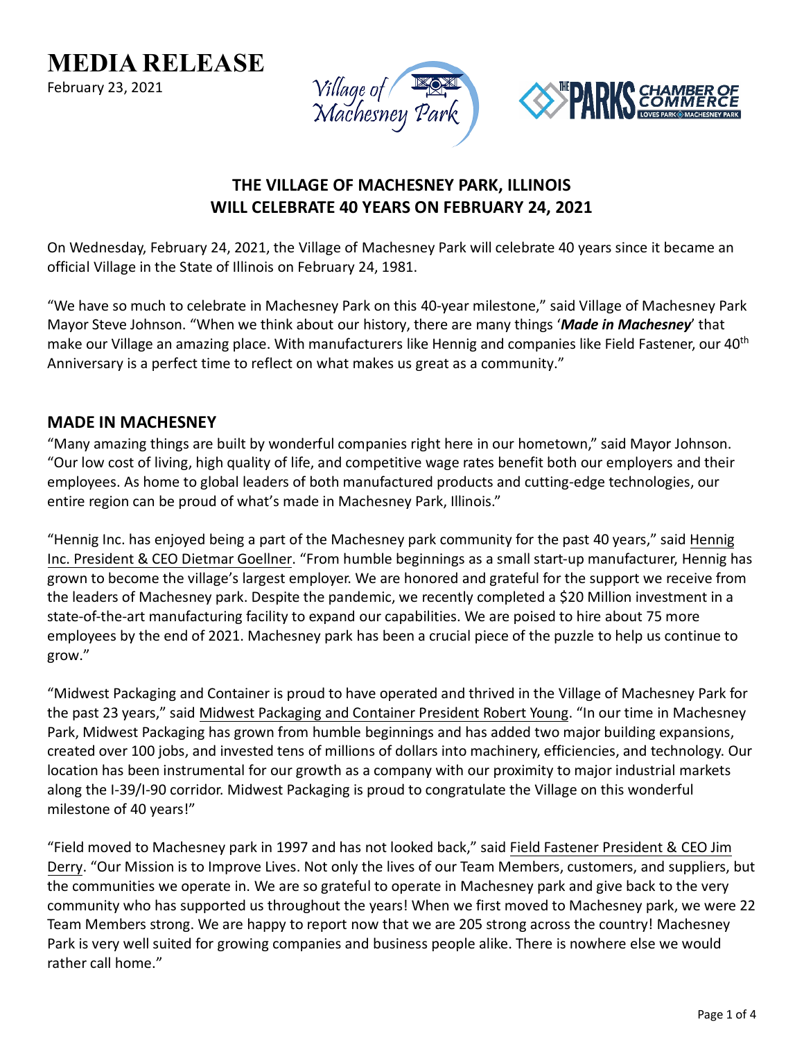# MEDIA RELEASE

February 23, 2021

## THE VILLAGE OF MACHESNEY PARK, ILLINOIS WILL CELEBRATE 40 YEARS ON FEBRUARY 24, 2021

On Wednesday, February 24, 2021, the Village of Machesney Park will celebrate 40 years since it became an official Village in the State of Illinois on February 24, 1981.

"We have so much to celebrate in Machesney Park on this 40-year milestone," said Village of Machesney Park Mayor Steve Johnson. "When we think about our history, there are many things '***Made in Machesney***' that make our Village an amazing place. With manufacturers like Hennig and companies like Field Fastener, our 40th Anniversary is a perfect time to reflect on what makes us great as a community."

## MADE IN MACHESNEY

"Many amazing things are built by wonderful companies right here in our hometown," said Mayor Johnson. "Our low cost of living, high quality of life, and competitive wage rates benefit both our employers and their employees. As home to global leaders of both manufactured products and cutting-edge technologies, our entire region can be proud of what's made in Machesney Park, Illinois."

"Hennig Inc. has enjoyed being a part of the Machesney park community for the past 40 years," said Hennig Inc. President & CEO Dietmar Goellner. "From humble beginnings as a small start-up manufacturer, Hennig has grown to become the village's largest employer. We are honored and grateful for the support we receive from the leaders of Machesney park. Despite the pandemic, we recently completed a $20 Million investment in a state-of-the-art manufacturing facility to expand our capabilities. We are poised to hire about 75 more employees by the end of 2021. Machesney park has been a crucial piece of the puzzle to help us continue to grow."

"Midwest Packaging and Container is proud to have operated and thrived in the Village of Machesney Park for the past 23 years," said Midwest Packaging and Container President Robert Young. "In our time in Machesney Park, Midwest Packaging has grown from humble beginnings and has added two major building expansions, created over 100 jobs, and invested tens of millions of dollars into machinery, efficiencies, and technology. Our location has been instrumental for our growth as a company with our proximity to major industrial markets along the I-39/I-90 corridor. Midwest Packaging is proud to congratulate the Village on this wonderful milestone of 40 years!"

"Field moved to Machesney park in 1997 and has not looked back," said Field Fastener President & CEO Jim Derry. "Our Mission is to Improve Lives. Not only the lives of our Team Members, customers, and suppliers, but the communities we operate in. We are so grateful to operate in Machesney park and give back to the very community who has supported us throughout the years! When we first moved to Machesney park, we were 22 Team Members strong. We are happy to report now that we are 205 strong across the country! Machesney Park is very well suited for growing companies and business people alike. There is nowhere else we would rather call home."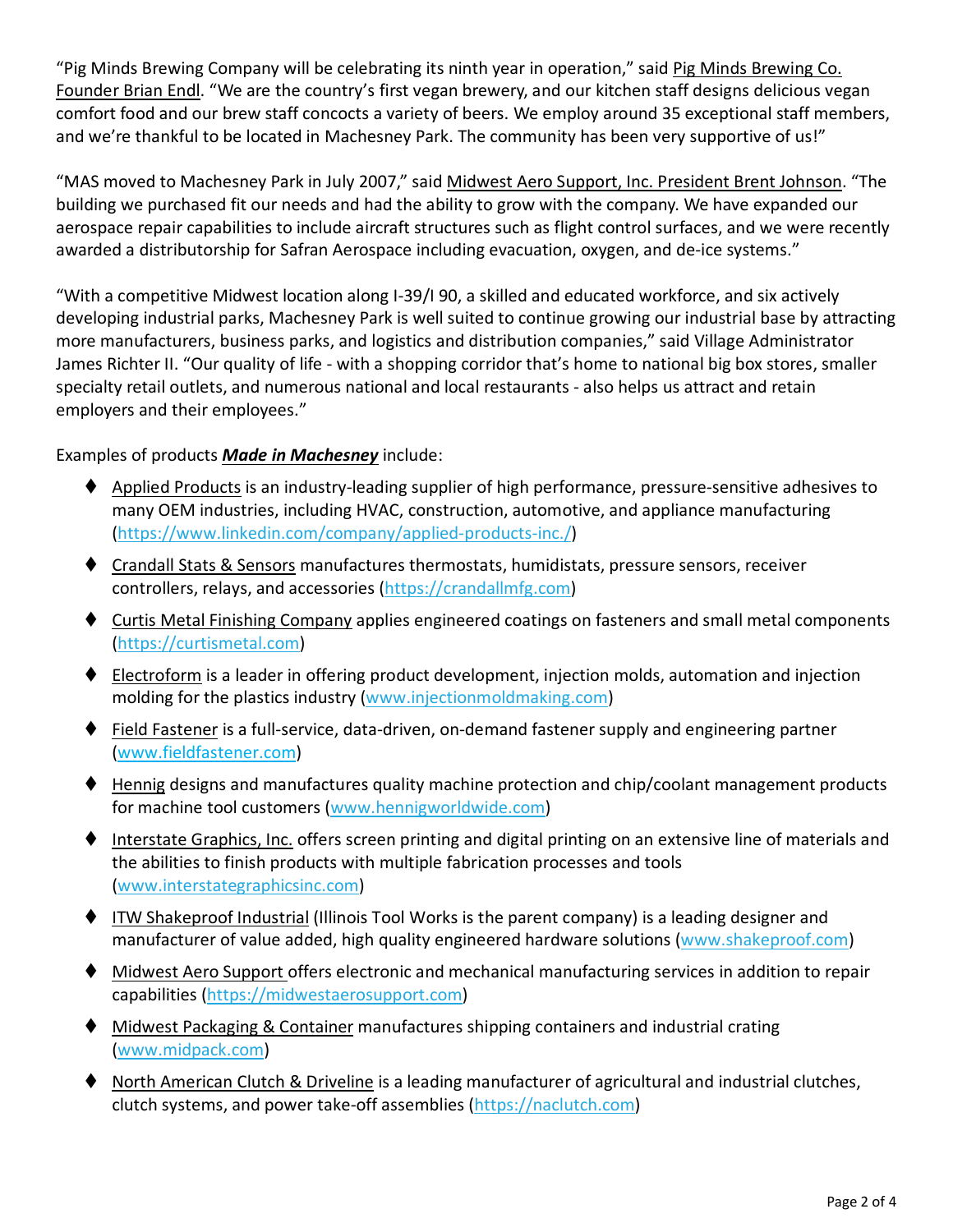"Pig Minds Brewing Company will be celebrating its ninth year in operation," said Pig Minds Brewing Co. Founder Brian Endl. "We are the country's first vegan brewery, and our kitchen staff designs delicious vegan comfort food and our brew staff concocts a variety of beers. We employ around 35 exceptional staff members, and we're thankful to be located in Machesney Park. The community has been very supportive of us!"

"MAS moved to Machesney Park in July 2007," said Midwest Aero Support, Inc. President Brent Johnson. "The building we purchased fit our needs and had the ability to grow with the company. We have expanded our aerospace repair capabilities to include aircraft structures such as flight control surfaces, and we were recently awarded a distributorship for Safran Aerospace including evacuation, oxygen, and de-ice systems."

"With a competitive Midwest location along I-39/I 90, a skilled and educated workforce, and six actively developing industrial parks, Machesney Park is well suited to continue growing our industrial base by attracting more manufacturers, business parks, and logistics and distribution companies," said Village Administrator James Richter II. "Our quality of life - with a shopping corridor that's home to national big box stores, smaller specialty retail outlets, and numerous national and local restaurants - also helps us attract and retain employers and their employees."

Examples of products ***Made in Machesney*** include:

- Applied Products is an industry-leading supplier of high performance, pressure-sensitive adhesives to many OEM industries, including HVAC, construction, automotive, and appliance manufacturing (https://www.linkedin.com/company/applied-products-inc./)
- Crandall Stats & Sensors manufactures thermostats, humidistats, pressure sensors, receiver controllers, relays, and accessories (https://crandallmfg.com)
- Curtis Metal Finishing Company applies engineered coatings on fasteners and small metal components (https://curtismetal.com)
- Electroform is a leader in offering product development, injection molds, automation and injection molding for the plastics industry (www.injectionmoldmaking.com)
- Field Fastener is a full-service, data-driven, on-demand fastener supply and engineering partner (www.fieldfastener.com)
- Hennig designs and manufactures quality machine protection and chip/coolant management products for machine tool customers (www.hennigworldwide.com)
- Interstate Graphics, Inc. offers screen printing and digital printing on an extensive line of materials and the abilities to finish products with multiple fabrication processes and tools (www.interstategraphicsinc.com)
- ITW Shakeproof Industrial (Illinois Tool Works is the parent company) is a leading designer and manufacturer of value added, high quality engineered hardware solutions (www.shakeproof.com)
- Midwest Aero Support offers electronic and mechanical manufacturing services in addition to repair capabilities (https://midwestaerosupport.com)
- Midwest Packaging & Container manufactures shipping containers and industrial crating (www.midpack.com)
- North American Clutch & Driveline is a leading manufacturer of agricultural and industrial clutches, clutch systems, and power take-off assemblies (https://naclutch.com)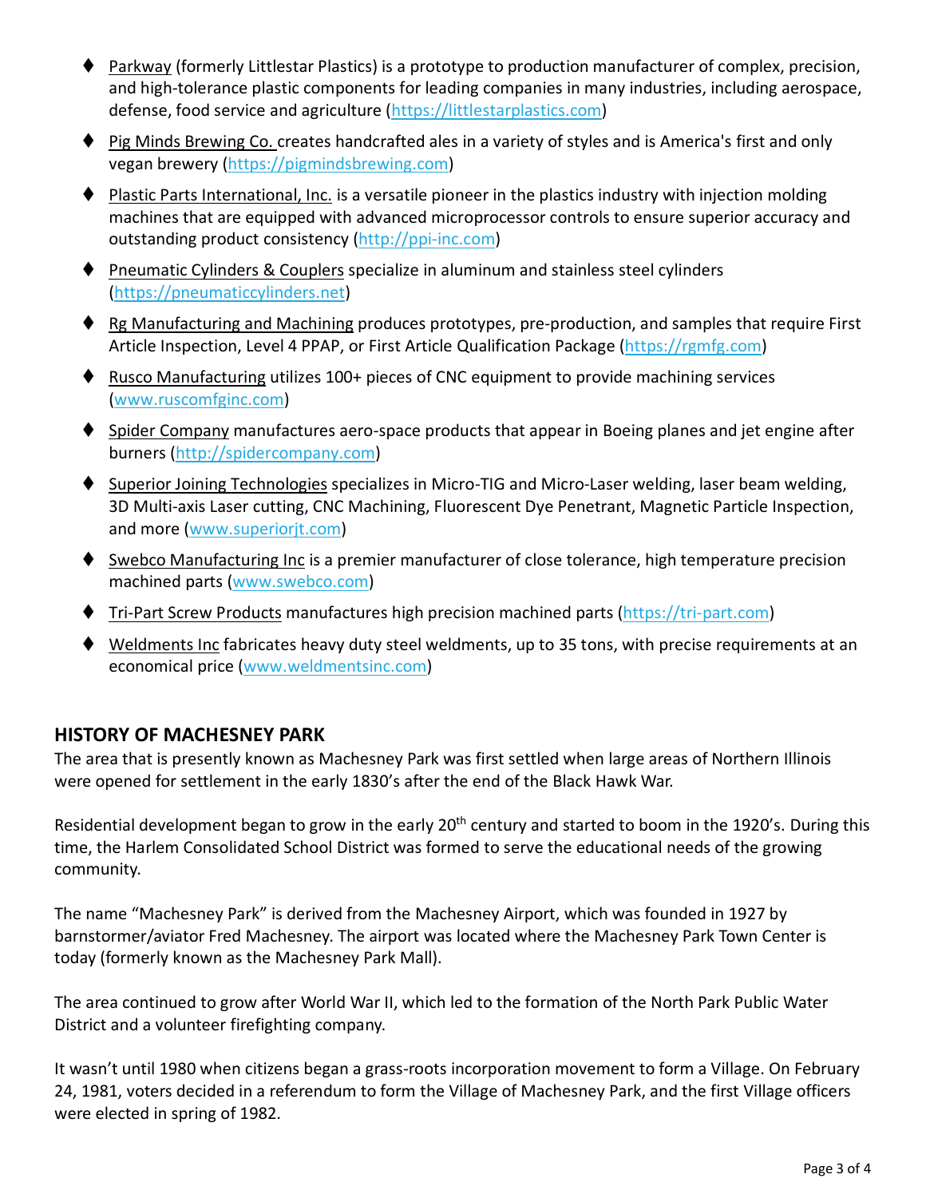- Parkway (formerly Littlestar Plastics) is a prototype to production manufacturer of complex, precision, and high-tolerance plastic components for leading companies in many industries, including aerospace, defense, food service and agriculture (https://littlestarplastics.com)
- Pig Minds Brewing Co. creates handcrafted ales in a variety of styles and is America's first and only vegan brewery (https://pigmindsbrewing.com)
- Plastic Parts International, Inc. is a versatile pioneer in the plastics industry with injection molding machines that are equipped with advanced microprocessor controls to ensure superior accuracy and outstanding product consistency (http://ppi-inc.com)
- Pneumatic Cylinders & Couplers specialize in aluminum and stainless steel cylinders (https://pneumaticcylinders.net)
- Rg Manufacturing and Machining produces prototypes, pre-production, and samples that require First Article Inspection, Level 4 PPAP, or First Article Qualification Package (https://rgmfg.com)
- Rusco Manufacturing utilizes 100+ pieces of CNC equipment to provide machining services (www.ruscomfginc.com)
- Spider Company manufactures aero-space products that appear in Boeing planes and jet engine after burners (http://spidercompany.com)
- Superior Joining Technologies specializes in Micro-TIG and Micro-Laser welding, laser beam welding, 3D Multi-axis Laser cutting, CNC Machining, Fluorescent Dye Penetrant, Magnetic Particle Inspection, and more (www.superiorjt.com)
- Swebco Manufacturing Inc is a premier manufacturer of close tolerance, high temperature precision machined parts (www.swebco.com)
- Tri-Part Screw Products manufactures high precision machined parts (https://tri-part.com)
- Weldments Inc fabricates heavy duty steel weldments, up to 35 tons, with precise requirements at an economical price (www.weldmentsinc.com)

## HISTORY OF MACHESNEY PARK

The area that is presently known as Machesney Park was first settled when large areas of Northern Illinois were opened for settlement in the early 1830's after the end of the Black Hawk War.

Residential development began to grow in the early 20th century and started to boom in the 1920's. During this time, the Harlem Consolidated School District was formed to serve the educational needs of the growing community.

The name "Machesney Park" is derived from the Machesney Airport, which was founded in 1927 by barnstormer/aviator Fred Machesney. The airport was located where the Machesney Park Town Center is today (formerly known as the Machesney Park Mall).

The area continued to grow after World War II, which led to the formation of the North Park Public Water District and a volunteer firefighting company.

It wasn't until 1980 when citizens began a grass-roots incorporation movement to form a Village. On February 24, 1981, voters decided in a referendum to form the Village of Machesney Park, and the first Village officers were elected in spring of 1982.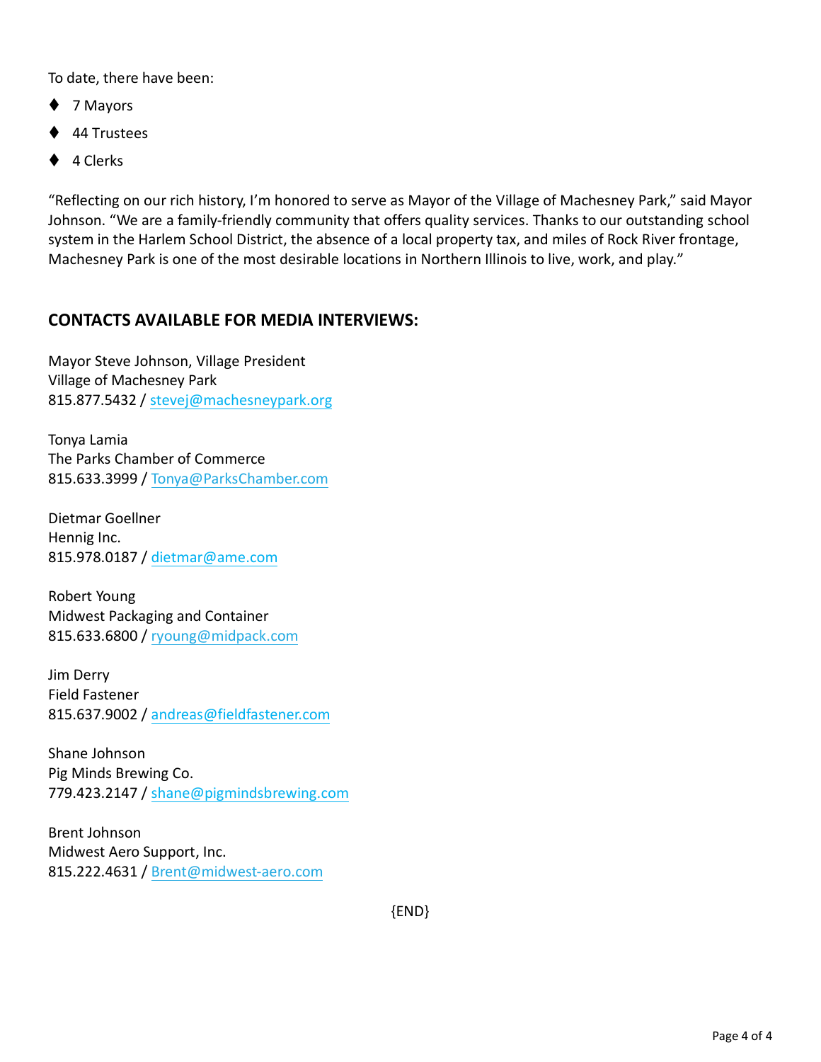To date, there have been:

- 7 Mayors
- 44 Trustees
- 4 Clerks

“Reflecting on our rich history, I’m honored to serve as Mayor of the Village of Machesney Park,” said Mayor Johnson. “We are a family-friendly community that offers quality services. Thanks to our outstanding school system in the Harlem School District, the absence of a local property tax, and miles of Rock River frontage, Machesney Park is one of the most desirable locations in Northern Illinois to live, work, and play.”

## CONTACTS AVAILABLE FOR MEDIA INTERVIEWS:

Mayor Steve Johnson, Village President
Village of Machesney Park
815.877.5432 / stevej@machesneypark.org

Tonya Lamia
The Parks Chamber of Commerce
815.633.3999 / Tonya@ParksChamber.com

Dietmar Goellner
Hennig Inc.
815.978.0187 / dietmar@ame.com

Robert Young
Midwest Packaging and Container
815.633.6800 / ryoung@midpack.com

Jim Derry
Field Fastener
815.637.9002 / andreas@fieldfastener.com

Shane Johnson
Pig Minds Brewing Co.
779.423.2147 / shane@pigmindsbrewing.com

Brent Johnson
Midwest Aero Support, Inc.
815.222.4631 / Brent@midwest-aero.com

{END}